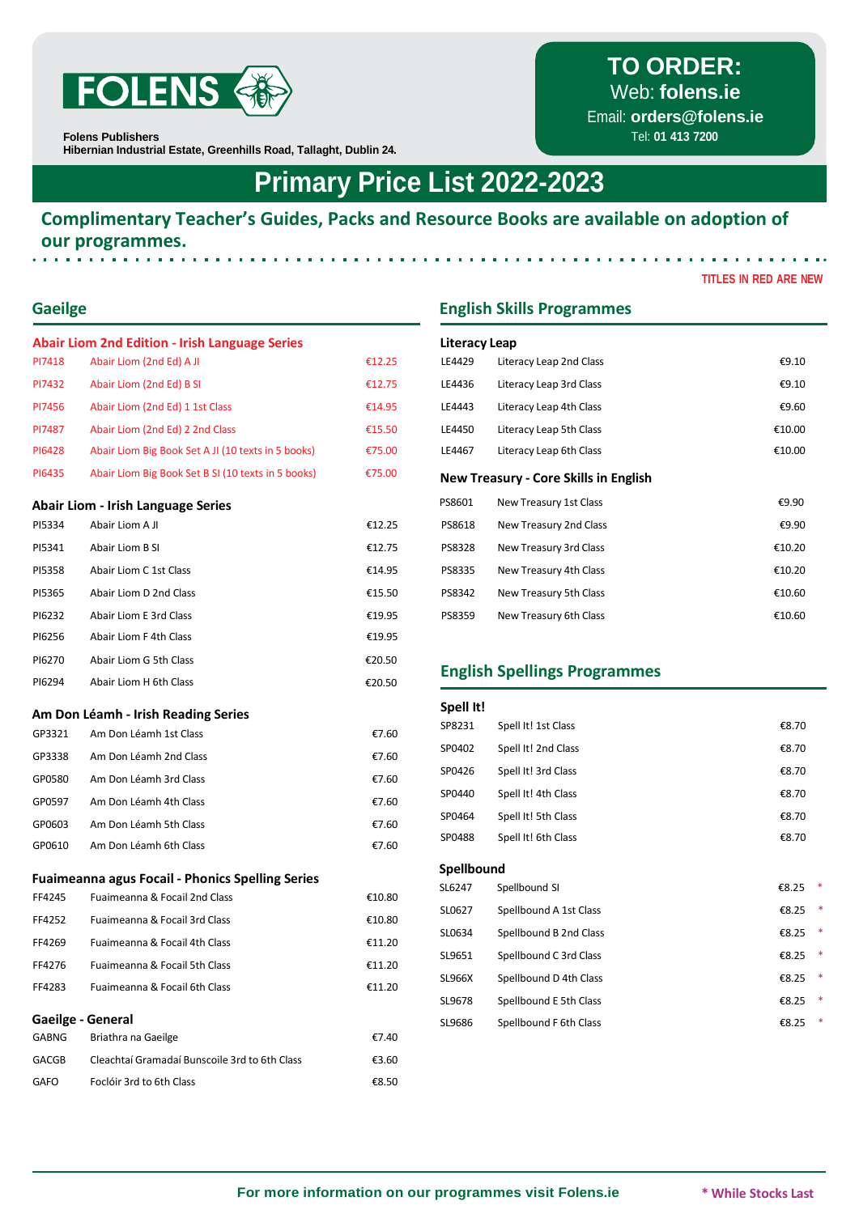FOLENS

**Folens Publishers**
**Hibernian Industrial Estate, Greenhills Road, Tallaght, Dublin 24.**

**TO ORDER:**
Web: **folens.ie**
Email: **orders@folens.ie**
Tel: **01 413 7200**

# Primary Price List 2022-2023

**Complimentary Teacher's Guides, Packs and Resource Books are available on adoption of our programmes.**

TITLES IN RED ARE NEW

## Gaeilge

### Abair Liom 2nd Edition - Irish Language Series

| | | |
|---|---|---|
| PI7418 | Abair Liom (2nd Ed) A JI | €12.25 |
| PI7432 | Abair Liom (2nd Ed) B SI | €12.75 |
| PI7456 | Abair Liom (2nd Ed) 1 1st Class | €14.95 |
| PI7487 | Abair Liom (2nd Ed) 2 2nd Class | €15.50 |
| PI6428 | Abair Liom Big Book Set A JI (10 texts in 5 books) | €75.00 |
| PI6435 | Abair Liom Big Book Set B SI (10 texts in 5 books) | €75.00 |

### Abair Liom - Irish Language Series

| | | |
|---|---|---|
| PI5334 | Abair Liom A JI | €12.25 |
| PI5341 | Abair Liom B SI | €12.75 |
| PI5358 | Abair Liom C 1st Class | €14.95 |
| PI5365 | Abair Liom D 2nd Class | €15.50 |
| PI6232 | Abair Liom E 3rd Class | €19.95 |
| PI6256 | Abair Liom F 4th Class | €19.95 |
| PI6270 | Abair Liom G 5th Class | €20.50 |
| PI6294 | Abair Liom H 6th Class | €20.50 |

### Am Don Léamh - Irish Reading Series

| | | |
|---|---|---|
| GP3321 | Am Don Léamh 1st Class | €7.60 |
| GP3338 | Am Don Léamh 2nd Class | €7.60 |
| GP0580 | Am Don Léamh 3rd Class | €7.60 |
| GP0597 | Am Don Léamh 4th Class | €7.60 |
| GP0603 | Am Don Léamh 5th Class | €7.60 |
| GP0610 | Am Don Léamh 6th Class | €7.60 |

### Fuaimeanna agus Focail - Phonics Spelling Series

| | | |
|---|---|---|
| FF4245 | Fuaimeanna & Focail 2nd Class | €10.80 |
| FF4252 | Fuaimeanna & Focail 3rd Class | €10.80 |
| FF4269 | Fuaimeanna & Focail 4th Class | €11.20 |
| FF4276 | Fuaimeanna & Focail 5th Class | €11.20 |
| FF4283 | Fuaimeanna & Focail 6th Class | €11.20 |

### Gaeilge - General

| | | |
|---|---|---|
| GABNG | Briathra na Gaeilge | €7.40 |
| GACGB | Cleachtaí Gramadaí Bunscoile 3rd to 6th Class | €3.60 |
| GAFO | Foclóir 3rd to 6th Class | €8.50 |

## English Skills Programmes

### Literacy Leap

| | | |
|---|---|---|
| LE4429 | Literacy Leap 2nd Class | €9.10 |
| LE4436 | Literacy Leap 3rd Class | €9.10 |
| LE4443 | Literacy Leap 4th Class | €9.60 |
| LE4450 | Literacy Leap 5th Class | €10.00 |
| LE4467 | Literacy Leap 6th Class | €10.00 |

### New Treasury - Core Skills in English

| | | |
|---|---|---|
| PS8601 | New Treasury 1st Class | €9.90 |
| PS8618 | New Treasury 2nd Class | €9.90 |
| PS8328 | New Treasury 3rd Class | €10.20 |
| PS8335 | New Treasury 4th Class | €10.20 |
| PS8342 | New Treasury 5th Class | €10.60 |
| PS8359 | New Treasury 6th Class | €10.60 |

## English Spellings Programmes

### Spell It!

| | | |
|---|---|---|
| SP8231 | Spell It! 1st Class | €8.70 |
| SP0402 | Spell It! 2nd Class | €8.70 |
| SP0426 | Spell It! 3rd Class | €8.70 |
| SP0440 | Spell It! 4th Class | €8.70 |
| SP0464 | Spell It! 5th Class | €8.70 |
| SP0488 | Spell It! 6th Class | €8.70 |

### Spellbound

| | | |
|---|---|---|
| SL6247 | Spellbound SI | €8.25 * |
| SL0627 | Spellbound A 1st Class | €8.25 * |
| SL0634 | Spellbound B 2nd Class | €8.25 * |
| SL9651 | Spellbound C 3rd Class | €8.25 * |
| SL966X | Spellbound D 4th Class | €8.25 * |
| SL9678 | Spellbound E 5th Class | €8.25 * |
| SL9686 | Spellbound F 6th Class | €8.25 * |

**For more information on our programmes visit Folens.ie**

*** While Stocks Last**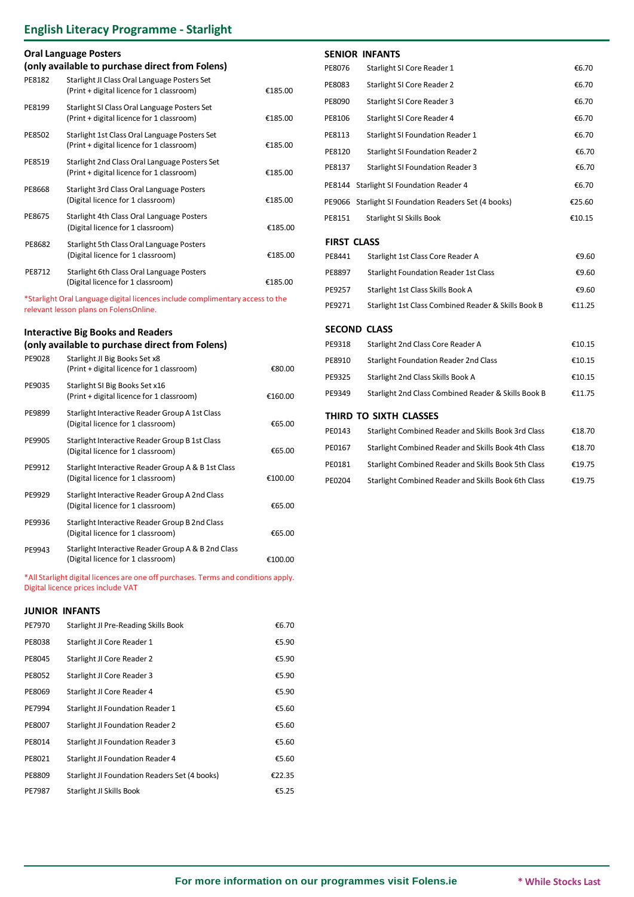# English Literacy Programme - Starlight

## Oral Language Posters
### (only available to purchase direct from Folens)

| Code | Title | Price |
|---|---|---|
| PE8182 | Starlight JI Class Oral Language Posters Set (Print + digital licence for 1 classroom) | €185.00 |
| PE8199 | Starlight SI Class Oral Language Posters Set (Print + digital licence for 1 classroom) | €185.00 |
| PE8502 | Starlight 1st Class Oral Language Posters Set (Print + digital licence for 1 classroom) | €185.00 |
| PE8519 | Starlight 2nd Class Oral Language Posters Set (Print + digital licence for 1 classroom) | €185.00 |
| PE8668 | Starlight 3rd Class Oral Language Posters (Digital licence for 1 classroom) | €185.00 |
| PE8675 | Starlight 4th Class Oral Language Posters (Digital licence for 1 classroom) | €185.00 |
| PE8682 | Starlight 5th Class Oral Language Posters (Digital licence for 1 classroom) | €185.00 |
| PE8712 | Starlight 6th Class Oral Language Posters (Digital licence for 1 classroom) | €185.00 |

*Starlight Oral Language digital licences include complimentary access to the relevant lesson plans on FolensOnline.

## Interactive Big Books and Readers
### (only available to purchase direct from Folens)

| Code | Title | Price |
|---|---|---|
| PE9028 | Starlight JI Big Books Set x8 (Print + digital licence for 1 classroom) | €80.00 |
| PE9035 | Starlight SI Big Books Set x16 (Print + digital licence for 1 classroom) | €160.00 |
| PE9899 | Starlight Interactive Reader Group A 1st Class (Digital licence for 1 classroom) | €65.00 |
| PE9905 | Starlight Interactive Reader Group B 1st Class (Digital licence for 1 classroom) | €65.00 |
| PE9912 | Starlight Interactive Reader Group A & B 1st Class (Digital licence for 1 classroom) | €100.00 |
| PE9929 | Starlight Interactive Reader Group A 2nd Class (Digital licence for 1 classroom) | €65.00 |
| PE9936 | Starlight Interactive Reader Group B 2nd Class (Digital licence for 1 classroom) | €65.00 |
| PE9943 | Starlight Interactive Reader Group A & B 2nd Class (Digital licence for 1 classroom) | €100.00 |

*All Starlight digital licences are one off purchases. Terms and conditions apply. Digital licence prices include VAT

## JUNIOR INFANTS

| Code | Title | Price |
|---|---|---|
| PE7970 | Starlight JI Pre-Reading Skills Book | €6.70 |
| PE8038 | Starlight JI Core Reader 1 | €5.90 |
| PE8045 | Starlight JI Core Reader 2 | €5.90 |
| PE8052 | Starlight JI Core Reader 3 | €5.90 |
| PE8069 | Starlight JI Core Reader 4 | €5.90 |
| PE7994 | Starlight JI Foundation Reader 1 | €5.60 |
| PE8007 | Starlight JI Foundation Reader 2 | €5.60 |
| PE8014 | Starlight JI Foundation Reader 3 | €5.60 |
| PE8021 | Starlight JI Foundation Reader 4 | €5.60 |
| PE8809 | Starlight JI Foundation Readers Set (4 books) | €22.35 |
| PE7987 | Starlight JI Skills Book | €5.25 |

## SENIOR INFANTS

| Code | Title | Price |
|---|---|---|
| PE8076 | Starlight SI Core Reader 1 | €6.70 |
| PE8083 | Starlight SI Core Reader 2 | €6.70 |
| PE8090 | Starlight SI Core Reader 3 | €6.70 |
| PE8106 | Starlight SI Core Reader 4 | €6.70 |
| PE8113 | Starlight SI Foundation Reader 1 | €6.70 |
| PE8120 | Starlight SI Foundation Reader 2 | €6.70 |
| PE8137 | Starlight SI Foundation Reader 3 | €6.70 |
| PE8144 | Starlight SI Foundation Reader 4 | €6.70 |
| PE9066 | Starlight SI Foundation Readers Set (4 books) | €25.60 |
| PE8151 | Starlight SI Skills Book | €10.15 |

## FIRST CLASS

| Code | Title | Price |
|---|---|---|
| PE8441 | Starlight 1st Class Core Reader A | €9.60 |
| PE8897 | Starlight Foundation Reader 1st Class | €9.60 |
| PE9257 | Starlight 1st Class Skills Book A | €9.60 |
| PE9271 | Starlight 1st Class Combined Reader & Skills Book B | €11.25 |

## SECOND CLASS

| Code | Title | Price |
|---|---|---|
| PE9318 | Starlight 2nd Class Core Reader A | €10.15 |
| PE8910 | Starlight Foundation Reader 2nd Class | €10.15 |
| PE9325 | Starlight 2nd Class Skills Book A | €10.15 |
| PE9349 | Starlight 2nd Class Combined Reader & Skills Book B | €11.75 |

## THIRD TO SIXTH CLASSES

| Code | Title | Price |
|---|---|---|
| PE0143 | Starlight Combined Reader and Skills Book 3rd Class | €18.70 |
| PE0167 | Starlight Combined Reader and Skills Book 4th Class | €18.70 |
| PE0181 | Starlight Combined Reader and Skills Book 5th Class | €19.75 |
| PE0204 | Starlight Combined Reader and Skills Book 6th Class | €19.75 |

For more information on our programmes visit Folens.ie

* While Stocks Last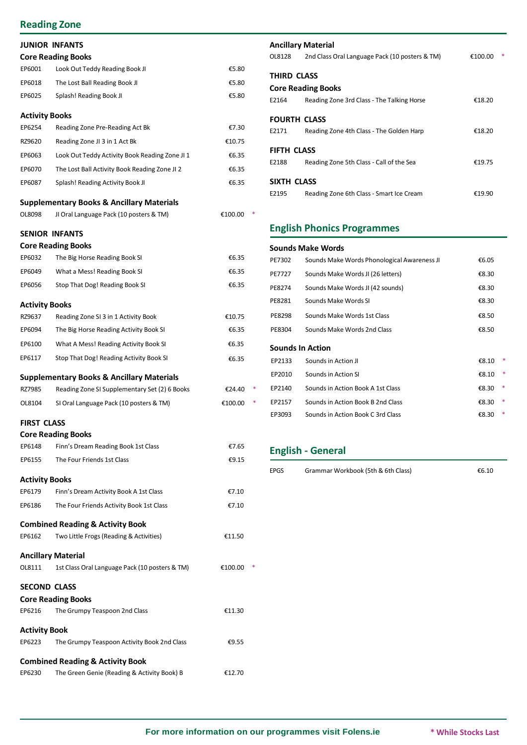## Reading Zone

### JUNIOR INFANTS

**Core Reading Books**

| Code | Title | Price | |
|---|---|---|---|
| EP6001 | Look Out Teddy Reading Book JI | €5.80 | |
| EP6018 | The Lost Ball Reading Book JI | €5.80 | |
| EP6025 | Splash! Reading Book JI | €5.80 | |

**Activity Books**

| Code | Title | Price | |
|---|---|---|---|
| EP6254 | Reading Zone Pre-Reading Act Bk | €7.30 | |
| RZ9620 | Reading Zone JI 3 in 1 Act Bk | €10.75 | |
| EP6063 | Look Out Teddy Activity Book Reading Zone JI 1 | €6.35 | |
| EP6070 | The Lost Ball Activity Book Reading Zone JI 2 | €6.35 | |
| EP6087 | Splash! Reading Activity Book JI | €6.35 | |

**Supplementary Books & Ancillary Materials**

| Code | Title | Price | |
|---|---|---|---|
| OL8098 | JI Oral Language Pack (10 posters & TM) | €100.00 | * |

### SENIOR INFANTS

**Core Reading Books**

| Code | Title | Price | |
|---|---|---|---|
| EP6032 | The Big Horse Reading Book SI | €6.35 | |
| EP6049 | What a Mess! Reading Book SI | €6.35 | |
| EP6056 | Stop That Dog! Reading Book SI | €6.35 | |

**Activity Books**

| Code | Title | Price | |
|---|---|---|---|
| RZ9637 | Reading Zone SI 3 in 1 Activity Book | €10.75 | |
| EP6094 | The Big Horse Reading Activity Book SI | €6.35 | |
| EP6100 | What A Mess! Reading Activity Book SI | €6.35 | |
| EP6117 | Stop That Dog! Reading Activity Book SI | €6.35 | |

**Supplementary Books & Ancillary Materials**

| Code | Title | Price | |
|---|---|---|---|
| RZ7985 | Reading Zone SI Supplementary Set (2) 6 Books | €24.40 | * |
| OL8104 | SI Oral Language Pack (10 posters & TM) | €100.00 | * |

### FIRST CLASS

**Core Reading Books**

| Code | Title | Price | |
|---|---|---|---|
| EP6148 | Finn's Dream Reading Book 1st Class | €7.65 | |
| EP6155 | The Four Friends 1st Class | €9.15 | |

**Activity Books**

| Code | Title | Price | |
|---|---|---|---|
| EP6179 | Finn's Dream Activity Book A 1st Class | €7.10 | |
| EP6186 | The Four Friends Activity Book 1st Class | €7.10 | |

**Combined Reading & Activity Book**

| Code | Title | Price | |
|---|---|---|---|
| EP6162 | Two Little Frogs (Reading & Activities) | €11.50 | |

**Ancillary Material**

| Code | Title | Price | |
|---|---|---|---|
| OL8111 | 1st Class Oral Language Pack (10 posters & TM) | €100.00 | * |

### SECOND CLASS

**Core Reading Books**

| Code | Title | Price | |
|---|---|---|---|
| EP6216 | The Grumpy Teaspoon 2nd Class | €11.30 | |

**Activity Book**

| Code | Title | Price | |
|---|---|---|---|
| EP6223 | The Grumpy Teaspoon Activity Book 2nd Class | €9.55 | |

**Combined Reading & Activity Book**

| Code | Title | Price | |
|---|---|---|---|
| EP6230 | The Green Genie (Reading & Activity Book) B | €12.70 | |

**Ancillary Material**

| Code | Title | Price | |
|---|---|---|---|
| OL8128 | 2nd Class Oral Language Pack (10 posters & TM) | €100.00 | * |

### THIRD CLASS

**Core Reading Books**

| Code | Title | Price | |
|---|---|---|---|
| E2164 | Reading Zone 3rd Class - The Talking Horse | €18.20 | |

### FOURTH CLASS

| Code | Title | Price | |
|---|---|---|---|
| E2171 | Reading Zone 4th Class - The Golden Harp | €18.20 | |

### FIFTH CLASS

| Code | Title | Price | |
|---|---|---|---|
| E2188 | Reading Zone 5th Class - Call of the Sea | €19.75 | |

### SIXTH CLASS

| Code | Title | Price | |
|---|---|---|---|
| E2195 | Reading Zone 6th Class - Smart Ice Cream | €19.90 | |

## English Phonics Programmes

**Sounds Make Words**

| Code | Title | Price | |
|---|---|---|---|
| PE7302 | Sounds Make Words Phonological Awareness JI | €6.05 | |
| PE7727 | Sounds Make Words JI (26 letters) | €8.30 | |
| PE8274 | Sounds Make Words JI (42 sounds) | €8.30 | |
| PE8281 | Sounds Make Words SI | €8.30 | |
| PE8298 | Sounds Make Words 1st Class | €8.50 | |
| PE8304 | Sounds Make Words 2nd Class | €8.50 | |

**Sounds In Action**

| Code | Title | Price | |
|---|---|---|---|
| EP2133 | Sounds in Action JI | €8.10 | * |
| EP2010 | Sounds in Action SI | €8.10 | * |
| EP2140 | Sounds in Action Book A 1st Class | €8.30 | * |
| EP2157 | Sounds in Action Book B 2nd Class | €8.30 | * |
| EP3093 | Sounds in Action Book C 3rd Class | €8.30 | * |

## English - General

| Code | Title | Price | |
|---|---|---|---|
| EPGS | Grammar Workbook (5th & 6th Class) | €6.10 | |

**For more information on our programmes visit Folens.ie**

*** While Stocks Last**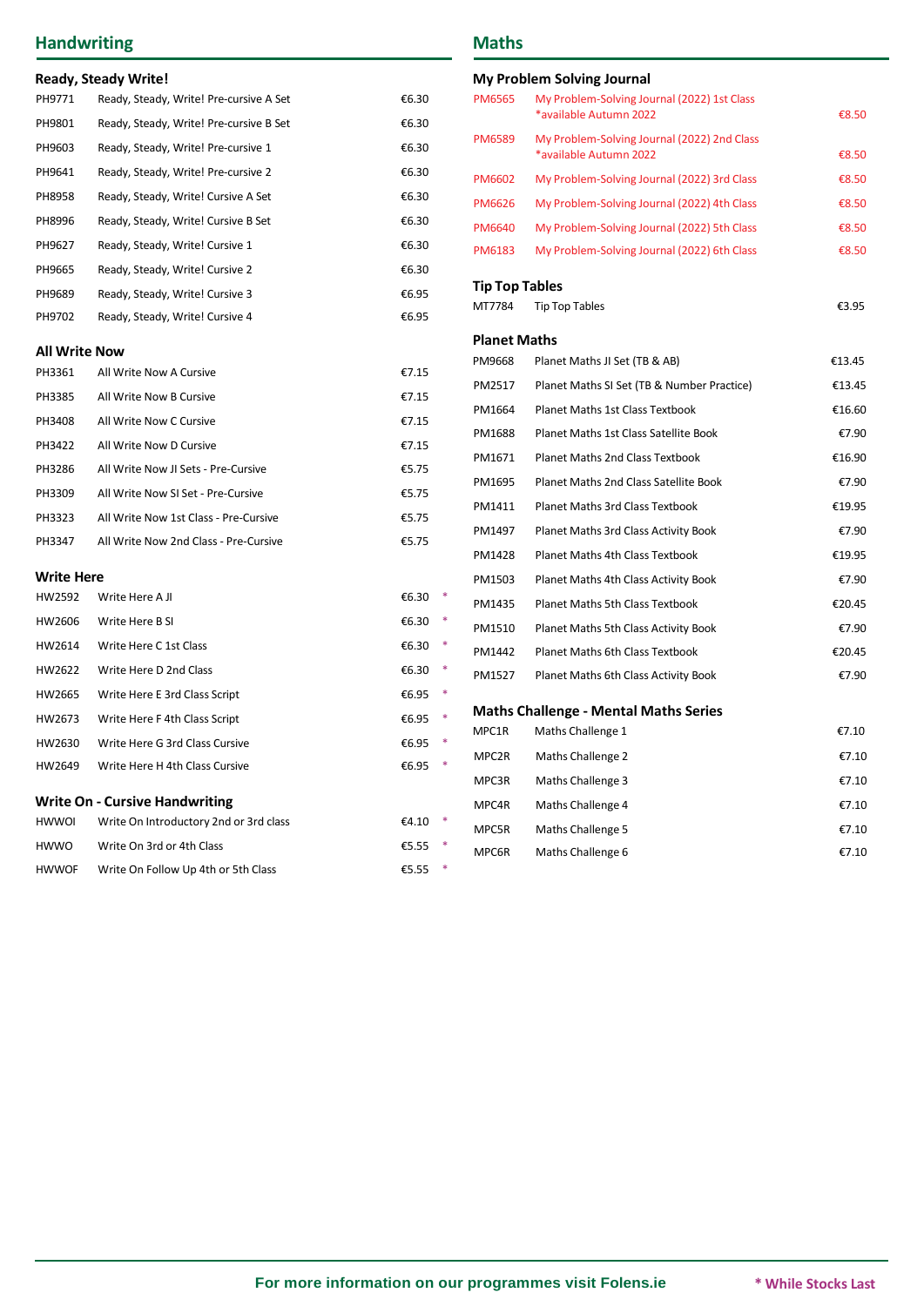## Handwriting

### Ready, Steady Write!

| Code | Title | Price |
|---|---|---|
| PH9771 | Ready, Steady, Write! Pre-cursive A Set | €6.30 |
| PH9801 | Ready, Steady, Write! Pre-cursive B Set | €6.30 |
| PH9603 | Ready, Steady, Write! Pre-cursive 1 | €6.30 |
| PH9641 | Ready, Steady, Write! Pre-cursive 2 | €6.30 |
| PH8958 | Ready, Steady, Write! Cursive A Set | €6.30 |
| PH8996 | Ready, Steady, Write! Cursive B Set | €6.30 |
| PH9627 | Ready, Steady, Write! Cursive 1 | €6.30 |
| PH9665 | Ready, Steady, Write! Cursive 2 | €6.30 |
| PH9689 | Ready, Steady, Write! Cursive 3 | €6.95 |
| PH9702 | Ready, Steady, Write! Cursive 4 | €6.95 |

### All Write Now

| Code | Title | Price |
|---|---|---|
| PH3361 | All Write Now A Cursive | €7.15 |
| PH3385 | All Write Now B Cursive | €7.15 |
| PH3408 | All Write Now C Cursive | €7.15 |
| PH3422 | All Write Now D Cursive | €7.15 |
| PH3286 | All Write Now JI Sets - Pre-Cursive | €5.75 |
| PH3309 | All Write Now SI Set - Pre-Cursive | €5.75 |
| PH3323 | All Write Now 1st Class - Pre-Cursive | €5.75 |
| PH3347 | All Write Now 2nd Class - Pre-Cursive | €5.75 |

### Write Here

| Code | Title | Price | |
|---|---|---|---|
| HW2592 | Write Here A JI | €6.30 | * |
| HW2606 | Write Here B SI | €6.30 | * |
| HW2614 | Write Here C 1st Class | €6.30 | * |
| HW2622 | Write Here D 2nd Class | €6.30 | * |
| HW2665 | Write Here E 3rd Class Script | €6.95 | * |
| HW2673 | Write Here F 4th Class Script | €6.95 | * |
| HW2630 | Write Here G 3rd Class Cursive | €6.95 | * |
| HW2649 | Write Here H 4th Class Cursive | €6.95 | * |

### Write On - Cursive Handwriting

| Code | Title | Price | |
|---|---|---|---|
| HWWOI | Write On Introductory 2nd or 3rd class | €4.10 | * |
| HWWO | Write On 3rd or 4th Class | €5.55 | * |
| HWWOF | Write On Follow Up 4th or 5th Class | €5.55 | * |

## Maths

### My Problem Solving Journal

| Code | Title | Price |
|---|---|---|
| PM6565 | My Problem-Solving Journal (2022) 1st Class *available Autumn 2022 | €8.50 |
| PM6589 | My Problem-Solving Journal (2022) 2nd Class *available Autumn 2022 | €8.50 |
| PM6602 | My Problem-Solving Journal (2022) 3rd Class | €8.50 |
| PM6626 | My Problem-Solving Journal (2022) 4th Class | €8.50 |
| PM6640 | My Problem-Solving Journal (2022) 5th Class | €8.50 |
| PM6183 | My Problem-Solving Journal (2022) 6th Class | €8.50 |

### Tip Top Tables

| Code | Title | Price |
|---|---|---|
| MT7784 | Tip Top Tables | €3.95 |

### Planet Maths

| Code | Title | Price |
|---|---|---|
| PM9668 | Planet Maths JI Set (TB & AB) | €13.45 |
| PM2517 | Planet Maths SI Set (TB & Number Practice) | €13.45 |
| PM1664 | Planet Maths 1st Class Textbook | €16.60 |
| PM1688 | Planet Maths 1st Class Satellite Book | €7.90 |
| PM1671 | Planet Maths 2nd Class Textbook | €16.90 |
| PM1695 | Planet Maths 2nd Class Satellite Book | €7.90 |
| PM1411 | Planet Maths 3rd Class Textbook | €19.95 |
| PM1497 | Planet Maths 3rd Class Activity Book | €7.90 |
| PM1428 | Planet Maths 4th Class Textbook | €19.95 |
| PM1503 | Planet Maths 4th Class Activity Book | €7.90 |
| PM1435 | Planet Maths 5th Class Textbook | €20.45 |
| PM1510 | Planet Maths 5th Class Activity Book | €7.90 |
| PM1442 | Planet Maths 6th Class Textbook | €20.45 |
| PM1527 | Planet Maths 6th Class Activity Book | €7.90 |

### Maths Challenge - Mental Maths Series

| Code | Title | Price |
|---|---|---|
| MPC1R | Maths Challenge 1 | €7.10 |
| MPC2R | Maths Challenge 2 | €7.10 |
| MPC3R | Maths Challenge 3 | €7.10 |
| MPC4R | Maths Challenge 4 | €7.10 |
| MPC5R | Maths Challenge 5 | €7.10 |
| MPC6R | Maths Challenge 6 | €7.10 |

For more information on our programmes visit Folens.ie

**\* While Stocks Last**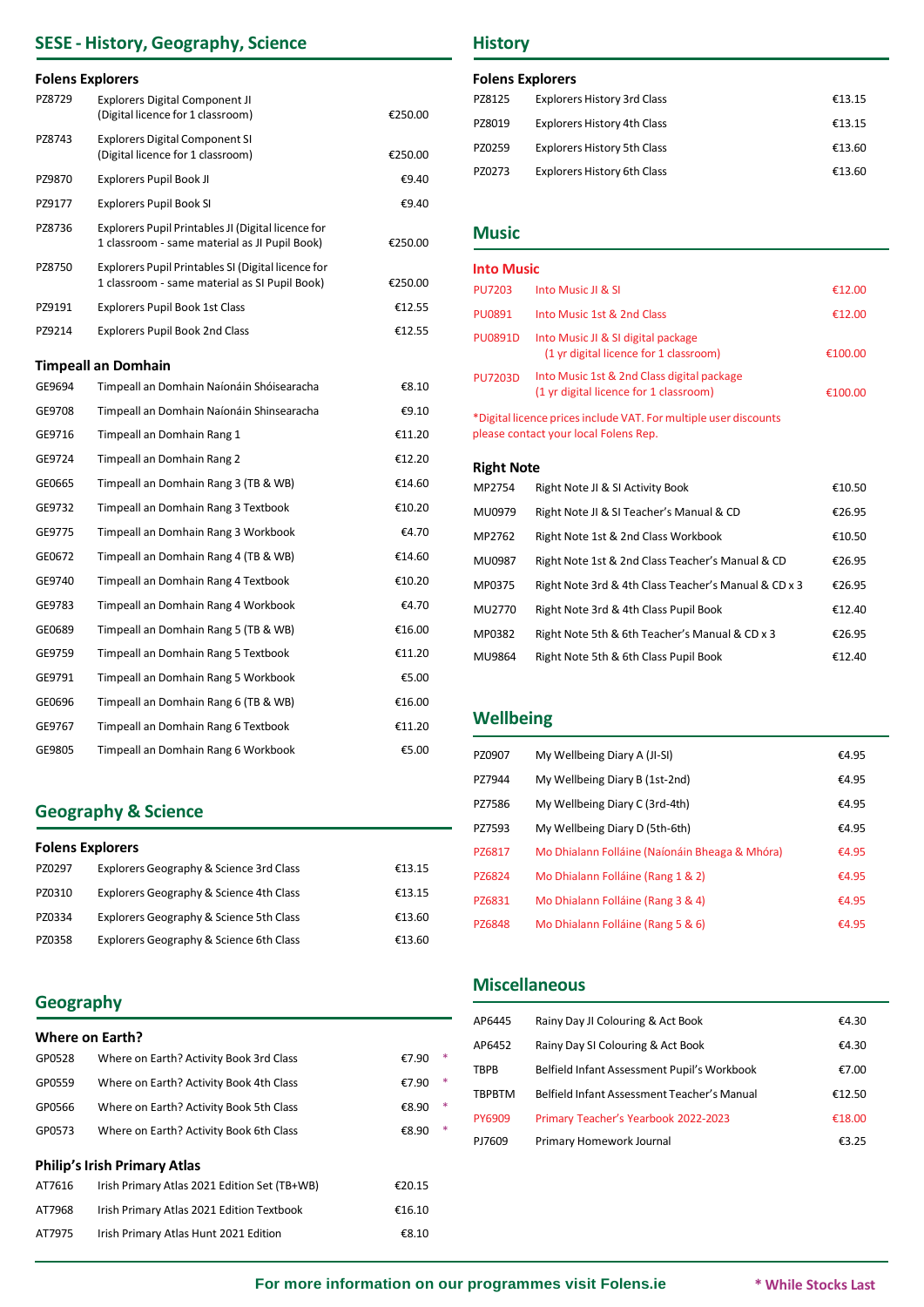## SESE - History, Geography, Science

### Folens Explorers

| | | |
|---|---|---|
| PZ8729 | Explorers Digital Component JI (Digital licence for 1 classroom) | €250.00 |
| PZ8743 | Explorers Digital Component SI (Digital licence for 1 classroom) | €250.00 |
| PZ9870 | Explorers Pupil Book JI | €9.40 |
| PZ9177 | Explorers Pupil Book SI | €9.40 |
| PZ8736 | Explorers Pupil Printables JI (Digital licence for 1 classroom - same material as JI Pupil Book) | €250.00 |
| PZ8750 | Explorers Pupil Printables SI (Digital licence for 1 classroom - same material as SI Pupil Book) | €250.00 |
| PZ9191 | Explorers Pupil Book 1st Class | €12.55 |
| PZ9214 | Explorers Pupil Book 2nd Class | €12.55 |

### Timpeall an Domhain

| | | |
|---|---|---|
| GE9694 | Timpeall an Domhain Naíonáin Shóisearacha | €8.10 |
| GE9708 | Timpeall an Domhain Naíonáin Shinsearacha | €9.10 |
| GE9716 | Timpeall an Domhain Rang 1 | €11.20 |
| GE9724 | Timpeall an Domhain Rang 2 | €12.20 |
| GE0665 | Timpeall an Domhain Rang 3 (TB & WB) | €14.60 |
| GE9732 | Timpeall an Domhain Rang 3 Textbook | €10.20 |
| GE9775 | Timpeall an Domhain Rang 3 Workbook | €4.70 |
| GE0672 | Timpeall an Domhain Rang 4 (TB & WB) | €14.60 |
| GE9740 | Timpeall an Domhain Rang 4 Textbook | €10.20 |
| GE9783 | Timpeall an Domhain Rang 4 Workbook | €4.70 |
| GE0689 | Timpeall an Domhain Rang 5 (TB & WB) | €16.00 |
| GE9759 | Timpeall an Domhain Rang 5 Textbook | €11.20 |
| GE9791 | Timpeall an Domhain Rang 5 Workbook | €5.00 |
| GE0696 | Timpeall an Domhain Rang 6 (TB & WB) | €16.00 |
| GE9767 | Timpeall an Domhain Rang 6 Textbook | €11.20 |
| GE9805 | Timpeall an Domhain Rang 6 Workbook | €5.00 |

## Geography & Science

### Folens Explorers

| | | |
|---|---|---|
| PZ0297 | Explorers Geography & Science 3rd Class | €13.15 |
| PZ0310 | Explorers Geography & Science 4th Class | €13.15 |
| PZ0334 | Explorers Geography & Science 5th Class | €13.60 |
| PZ0358 | Explorers Geography & Science 6th Class | €13.60 |

## Geography

### Where on Earth?

| | | | |
|---|---|---|---|
| GP0528 | Where on Earth? Activity Book 3rd Class | €7.90 | * |
| GP0559 | Where on Earth? Activity Book 4th Class | €7.90 | * |
| GP0566 | Where on Earth? Activity Book 5th Class | €8.90 | * |
| GP0573 | Where on Earth? Activity Book 6th Class | €8.90 | * |

### Philip's Irish Primary Atlas

| | | |
|---|---|---|
| AT7616 | Irish Primary Atlas 2021 Edition Set (TB+WB) | €20.15 |
| AT7968 | Irish Primary Atlas 2021 Edition Textbook | €16.10 |
| AT7975 | Irish Primary Atlas Hunt 2021 Edition | €8.10 |

## History

### Folens Explorers

| | | |
|---|---|---|
| PZ8125 | Explorers History 3rd Class | €13.15 |
| PZ8019 | Explorers History 4th Class | €13.15 |
| PZ0259 | Explorers History 5th Class | €13.60 |
| PZ0273 | Explorers History 6th Class | €13.60 |

## Music

### Into Music

| | | |
|---|---|---|
| PU7203 | Into Music JI & SI | €12.00 |
| PU0891 | Into Music 1st & 2nd Class | €12.00 |
| PU0891D | Into Music JI & SI digital package (1 yr digital licence for 1 classroom) | €100.00 |
| PU7203D | Into Music 1st & 2nd Class digital package (1 yr digital licence for 1 classroom) | €100.00 |

*Digital licence prices include VAT. For multiple user discounts please contact your local Folens Rep.

### Right Note

| | | |
|---|---|---|
| MP2754 | Right Note JI & SI Activity Book | €10.50 |
| MU0979 | Right Note JI & SI Teacher's Manual & CD | €26.95 |
| MP2762 | Right Note 1st & 2nd Class Workbook | €10.50 |
| MU0987 | Right Note 1st & 2nd Class Teacher's Manual & CD | €26.95 |
| MP0375 | Right Note 3rd & 4th Class Teacher's Manual & CD x 3 | €26.95 |
| MU2770 | Right Note 3rd & 4th Class Pupil Book | €12.40 |
| MP0382 | Right Note 5th & 6th Teacher's Manual & CD x 3 | €26.95 |
| MU9864 | Right Note 5th & 6th Class Pupil Book | €12.40 |

## Wellbeing

| | | |
|---|---|---|
| PZ0907 | My Wellbeing Diary A (JI-SI) | €4.95 |
| PZ7944 | My Wellbeing Diary B (1st-2nd) | €4.95 |
| PZ7586 | My Wellbeing Diary C (3rd-4th) | €4.95 |
| PZ7593 | My Wellbeing Diary D (5th-6th) | €4.95 |
| PZ6817 | Mo Dhialann Folláine (Naíonáin Bheaga & Mhóra) | €4.95 |
| PZ6824 | Mo Dhialann Folláine (Rang 1 & 2) | €4.95 |
| PZ6831 | Mo Dhialann Folláine (Rang 3 & 4) | €4.95 |
| PZ6848 | Mo Dhialann Folláine (Rang 5 & 6) | €4.95 |

## Miscellaneous

| | | |
|---|---|---|
| AP6445 | Rainy Day JI Colouring & Act Book | €4.30 |
| AP6452 | Rainy Day SI Colouring & Act Book | €4.30 |
| TBPB | Belfield Infant Assessment Pupil's Workbook | €7.00 |
| TBPBTM | Belfield Infant Assessment Teacher's Manual | €12.50 |
| PY6909 | Primary Teacher's Yearbook 2022-2023 | €18.00 |
| PJ7609 | Primary Homework Journal | €3.25 |

For more information on our programmes visit Folens.ie

* While Stocks Last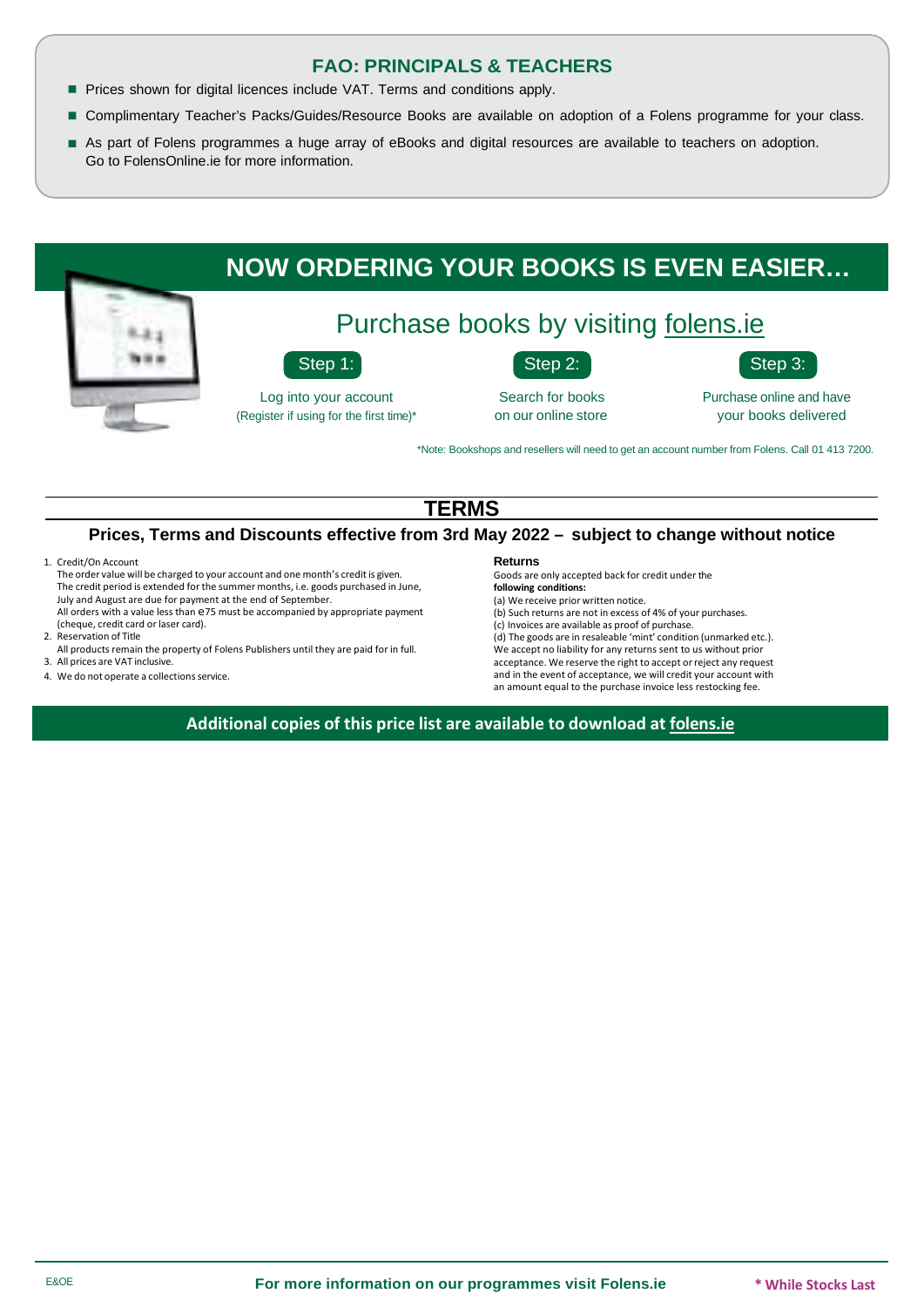## FAO: PRINCIPALS & TEACHERS

- Prices shown for digital licences include VAT. Terms and conditions apply.
- Complimentary Teacher's Packs/Guides/Resource Books are available on adoption of a Folens programme for your class.
- As part of Folens programmes a huge array of eBooks and digital resources are available to teachers on adoption. Go to FolensOnline.ie for more information.

# NOW ORDERING YOUR BOOKS IS EVEN EASIER…

## Purchase books by visiting folens.ie

**Step 1:** Log into your account (Register if using for the first time)*

**Step 2:** Search for books on our online store

**Step 3:** Purchase online and have your books delivered

*Note: Bookshops and resellers will need to get an account number from Folens. Call 01 413 7200.

# TERMS

### Prices, Terms and Discounts effective from 3rd May 2022 – subject to change without notice

1. Credit/On Account
   The order value will be charged to your account and one month's credit is given. The credit period is extended for the summer months, i.e. goods purchased in June, July and August are due for payment at the end of September.
   All orders with a value less than €75 must be accompanied by appropriate payment (cheque, credit card or laser card).
2. Reservation of Title
   All products remain the property of Folens Publishers until they are paid for in full.
3. All prices are VAT inclusive.
4. We do not operate a collections service.

**Returns**

Goods are only accepted back for credit under the **following conditions:**

(a) We receive prior written notice.
(b) Such returns are not in excess of 4% of your purchases.
(c) Invoices are available as proof of purchase.
(d) The goods are in resaleable 'mint' condition (unmarked etc.).

We accept no liability for any returns sent to us without prior acceptance. We reserve the right to accept or reject any request and in the event of acceptance, we will credit your account with an amount equal to the purchase invoice less restocking fee.

**Additional copies of this price list are available to download at folens.ie**

E&OE

**For more information on our programmes visit Folens.ie**

*** While Stocks Last**